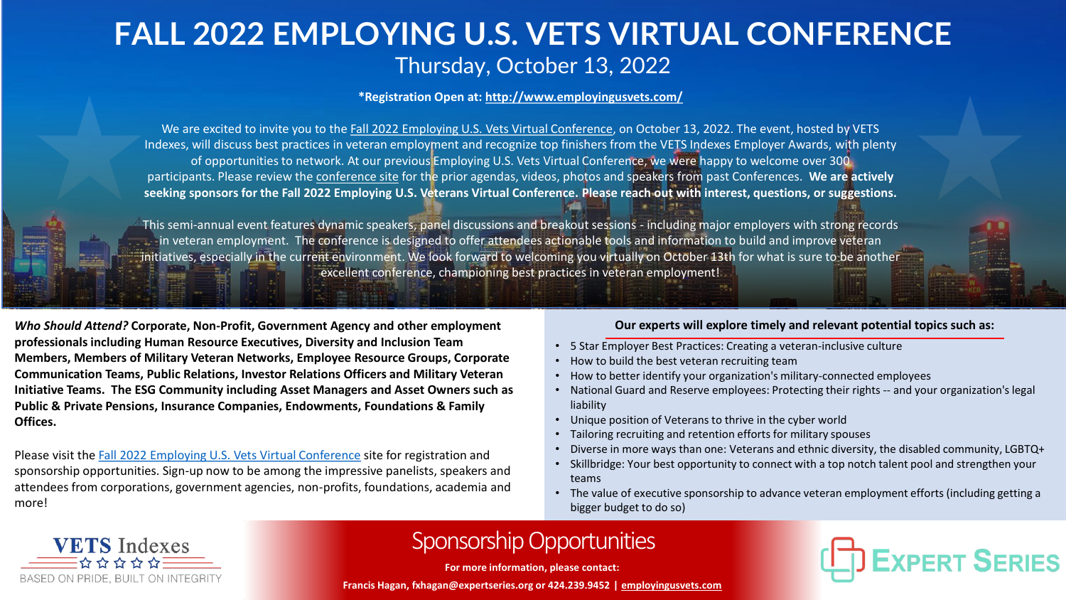# FALL 2022 EMPLOYING U.S. VETS VIRTUAL CONFERENCE

## Thursday, October 13, 2022

**\*Registration Open at: http://www.employingusvets.com/**

We are excited to invite you to the Fall 2022 Employing U.S. Vets Virtual Conference, on October 13, 2022. The event, hosted by VETS Indexes, will discuss best practices in veteran employment and recognize top finishers from the VETS Indexes Employer Awards, with plenty of opportunities to network. At our previous Employing U.S. Vets Virtual Conference, we were happy to welcome over 300 participants. Please review the conference site for the prior agendas, videos, photos and speakers from past Conferences. **We are actively seeking sponsors for the Fall 2022 Employing U.S. Veterans Virtual Conference. Please reach out with interest, questions, or suggestions.**

This semi-annual event features dynamic speakers, panel discussions and breakout sessions - including major employers with strong records in veteran employment. The conference is designed to offer attendees actionable tools and information to build and improve veteran initiatives, especially in the current environment. We look forward to welcoming you virtually on October 13th for what is sure to be another excellent conference, championing best practices in veteran employment!

***Who Should Attend?*** **Corporate, Non-Profit, Government Agency and other employment professionals including Human Resource Executives, Diversity and Inclusion Team Members, Members of Military Veteran Networks, Employee Resource Groups, Corporate Communication Teams, Public Relations, Investor Relations Officers and Military Veteran Initiative Teams. The ESG Community including Asset Managers and Asset Owners such as Public & Private Pensions, Insurance Companies, Endowments, Foundations & Family Offices.**

Please visit the Fall 2022 Employing U.S. Vets Virtual Conference site for registration and sponsorship opportunities. Sign-up now to be among the impressive panelists, speakers and attendees from corporations, government agencies, non-profits, foundations, academia and more!

**Our experts will explore timely and relevant potential topics such as:**

- 5 Star Employer Best Practices: Creating a veteran-inclusive culture
- How to build the best veteran recruiting team
- How to better identify your organization's military-connected employees
- National Guard and Reserve employees: Protecting their rights -- and your organization's legal liability
- Unique position of Veterans to thrive in the cyber world
- Tailoring recruiting and retention efforts for military spouses
- Diverse in more ways than one: Veterans and ethnic diversity, the disabled community, LGBTQ+
- Skillbridge: Your best opportunity to connect with a top notch talent pool and strengthen your teams
- The value of executive sponsorship to advance veteran employment efforts (including getting a bigger budget to do so)

VETS Indexes — BASED ON PRIDE, BUILT ON INTEGRITY

## Sponsorship Opportunities

**For more information, please contact:**

**Francis Hagan, fxhagan@expertseries.org or 424.239.9452 | employingusvets.com**

EXPERT SERIES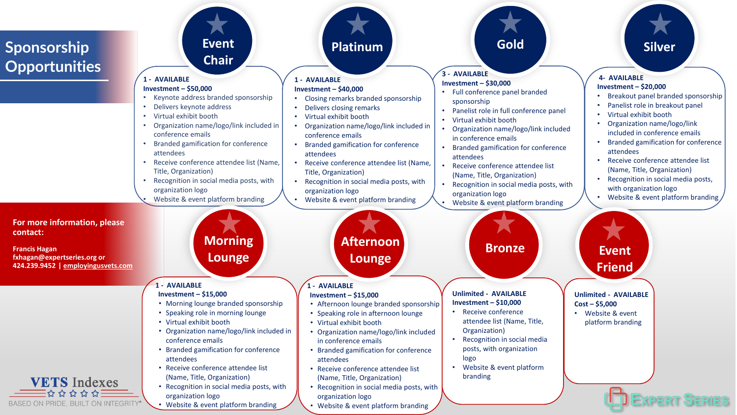# Sponsorship Opportunities

## Event Chair

1 - AVAILABLE

**Investment – $50,000**

- Keynote address branded sponsorship
- Delivers keynote address
- Virtual exhibit booth
- Organization name/logo/link included in conference emails
- Branded gamification for conference attendees
- Receive conference attendee list (Name, Title, Organization)
- Recognition in social media posts, with organization logo
- Website & event platform branding

## Platinum

1 - AVAILABLE

**Investment – $40,000**

- Closing remarks branded sponsorship
- Delivers closing remarks
- Virtual exhibit booth
- Organization name/logo/link included in conference emails
- Branded gamification for conference attendees
- Receive conference attendee list (Name, Title, Organization)
- Recognition in social media posts, with organization logo
- Website & event platform branding

## Gold

3 - AVAILABLE

**Investment – $30,000**

- Full conference panel branded sponsorship
- Panelist role in full conference panel
- Virtual exhibit booth
- Organization name/logo/link included in conference emails
- Branded gamification for conference attendees
- Receive conference attendee list (Name, Title, Organization)
- Recognition in social media posts, with organization logo
- Website & event platform branding

## Silver

4- AVAILABLE

**Investment – $20,000**

- Breakout panel branded sponsorship
- Panelist role in breakout panel
- Virtual exhibit booth
- Organization name/logo/link included in conference emails
- Branded gamification for conference attendees
- Receive conference attendee list (Name, Title, Organization)
- Recognition in social media posts, with organization logo
- Website & event platform branding

**For more information, please contact:**

**Francis Hagan**
**fxhagan@expertseries.org or 424.239.9452 | employingusvets.com**

## Morning Lounge

1 - AVAILABLE

**Investment – $15,000**

- Morning lounge branded sponsorship
- Speaking role in morning lounge
- Virtual exhibit booth
- Organization name/logo/link included in conference emails
- Branded gamification for conference attendees
- Receive conference attendee list (Name, Title, Organization)
- Recognition in social media posts, with organization logo
- Website & event platform branding

## Afternoon Lounge

1 - AVAILABLE

**Investment – $15,000**

- Afternoon lounge branded sponsorship
- Speaking role in afternoon lounge
- Virtual exhibit booth
- Organization name/logo/link included in conference emails
- Branded gamification for conference attendees
- Receive conference attendee list (Name, Title, Organization)
- Recognition in social media posts, with organization logo
- Website & event platform branding

## Bronze

Unlimited - AVAILABLE

**Investment – $10,000**

- Receive conference attendee list (Name, Title, Organization)
- Recognition in social media posts, with organization logo
- Website & event platform branding

## Event Friend

Unlimited - AVAILABLE

**Cost – $5,000**

- Website & event platform branding

VETS Indexes
BASED ON PRIDE, BUILT ON INTEGRITY®

Expert Series